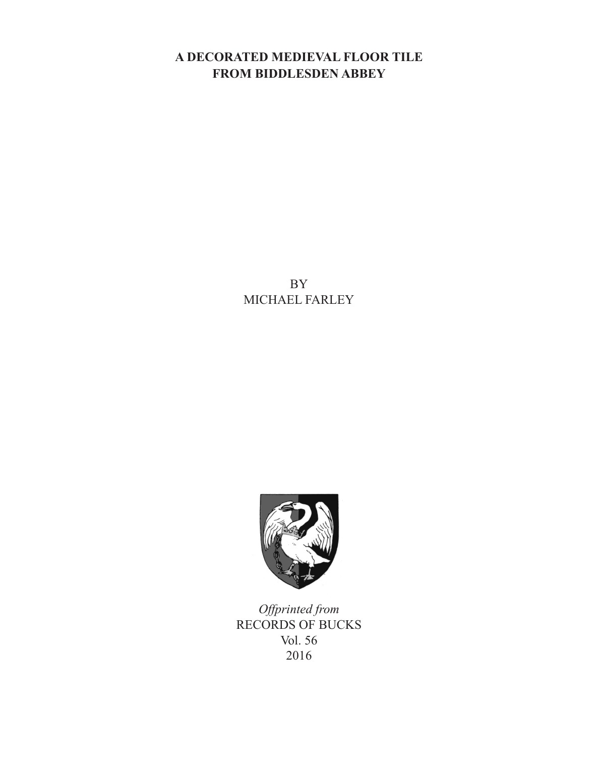# A DECORATED MEDIEVAL FLOOR TILE FROM BIDDLESDEN ABBEY

BY
MICHAEL FARLEY

*Offprinted from*
RECORDS OF BUCKS
Vol. 56
2016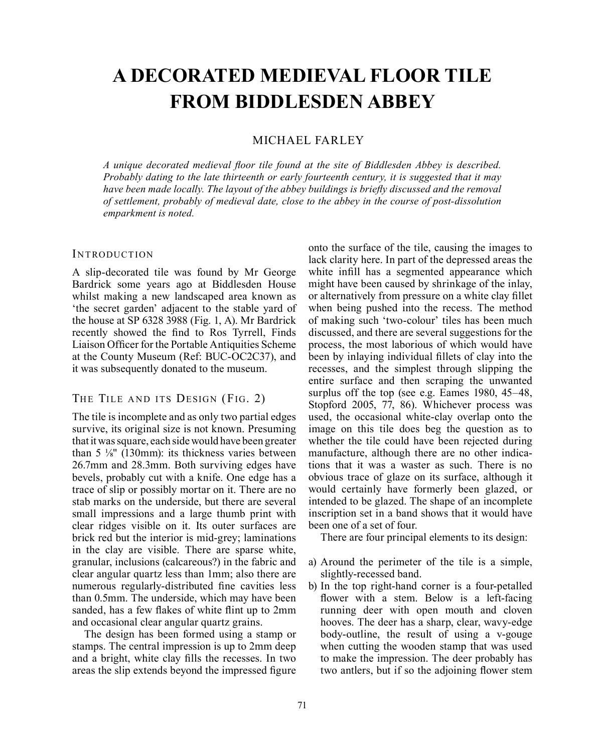# A DECORATED MEDIEVAL FLOOR TILE FROM BIDDLESDEN ABBEY

MICHAEL FARLEY

*A unique decorated medieval floor tile found at the site of Biddlesden Abbey is described. Probably dating to the late thirteenth or early fourteenth century, it is suggested that it may have been made locally. The layout of the abbey buildings is briefly discussed and the removal of settlement, probably of medieval date, close to the abbey in the course of post-dissolution emparkment is noted.*

## INTRODUCTION

A slip-decorated tile was found by Mr George Bardrick some years ago at Biddlesden House whilst making a new landscaped area known as 'the secret garden' adjacent to the stable yard of the house at SP 6328 3988 (Fig. 1, A). Mr Bardrick recently showed the find to Ros Tyrrell, Finds Liaison Officer for the Portable Antiquities Scheme at the County Museum (Ref: BUC-OC2C37), and it was subsequently donated to the museum.

## THE TILE AND ITS DESIGN (FIG. 2)

The tile is incomplete and as only two partial edges survive, its original size is not known. Presuming that it was square, each side would have been greater than 5 ⅛" (130mm): its thickness varies between 26.7mm and 28.3mm. Both surviving edges have bevels, probably cut with a knife. One edge has a trace of slip or possibly mortar on it. There are no stab marks on the underside, but there are several small impressions and a large thumb print with clear ridges visible on it. Its outer surfaces are brick red but the interior is mid-grey; laminations in the clay are visible. There are sparse white, granular, inclusions (calcareous?) in the fabric and clear angular quartz less than 1mm; also there are numerous regularly-distributed fine cavities less than 0.5mm. The underside, which may have been sanded, has a few flakes of white flint up to 2mm and occasional clear angular quartz grains.

The design has been formed using a stamp or stamps. The central impression is up to 2mm deep and a bright, white clay fills the recesses. In two areas the slip extends beyond the impressed figure onto the surface of the tile, causing the images to lack clarity here. In part of the depressed areas the white infill has a segmented appearance which might have been caused by shrinkage of the inlay, or alternatively from pressure on a white clay fillet when being pushed into the recess. The method of making such 'two-colour' tiles has been much discussed, and there are several suggestions for the process, the most laborious of which would have been by inlaying individual fillets of clay into the recesses, and the simplest through slipping the entire surface and then scraping the unwanted surplus off the top (see e.g. Eames 1980, 45–48, Stopford 2005, 77, 86). Whichever process was used, the occasional white-clay overlap onto the image on this tile does beg the question as to whether the tile could have been rejected during manufacture, although there are no other indications that it was a waster as such. There is no obvious trace of glaze on its surface, although it would certainly have formerly been glazed, or intended to be glazed. The shape of an incomplete inscription set in a band shows that it would have been one of a set of four.

There are four principal elements to its design:

a) Around the perimeter of the tile is a simple, slightly-recessed band.
b) In the top right-hand corner is a four-petalled flower with a stem. Below is a left-facing running deer with open mouth and cloven hooves. The deer has a sharp, clear, wavy-edge body-outline, the result of using a v-gouge when cutting the wooden stamp that was used to make the impression. The deer probably has two antlers, but if so the adjoining flower stem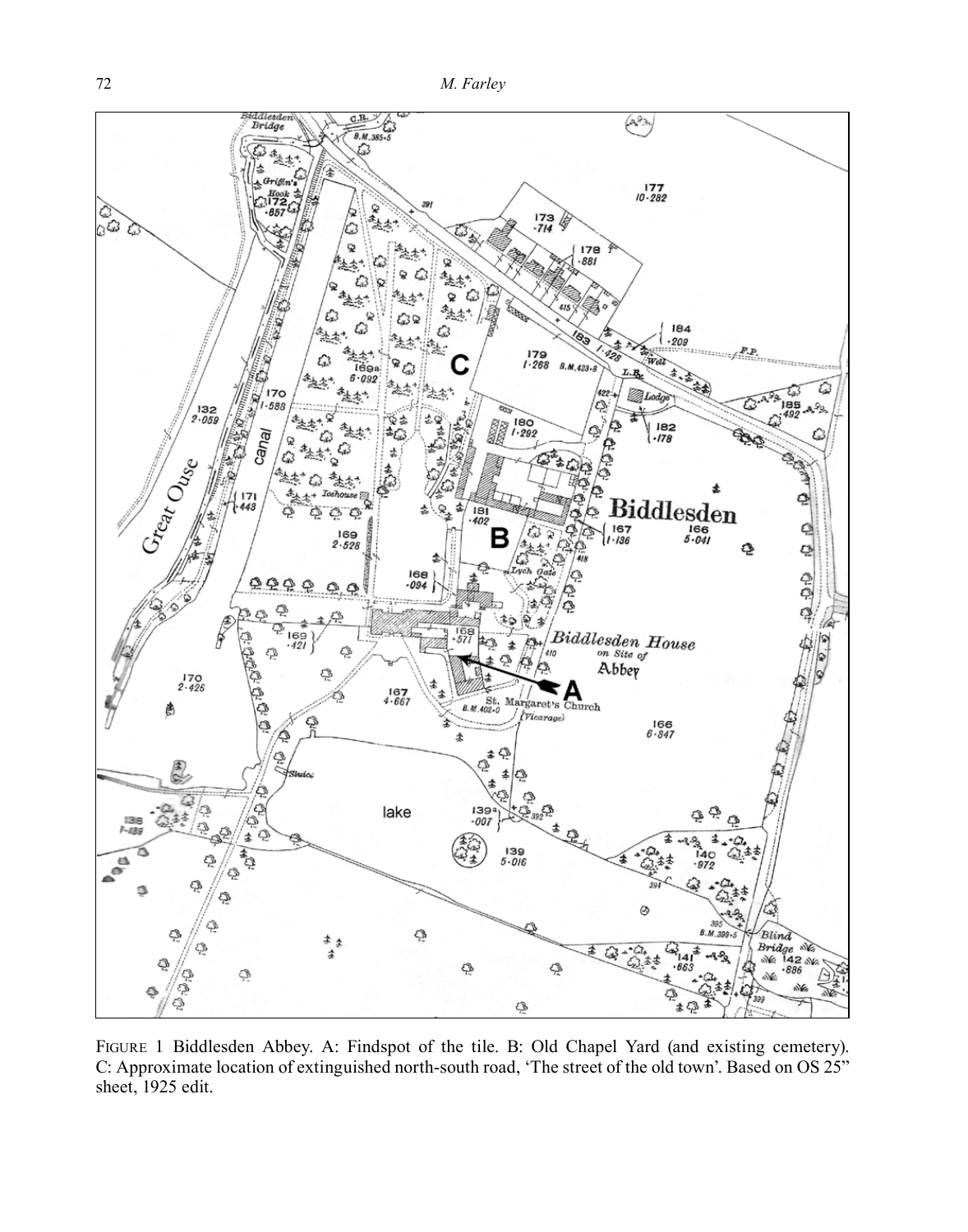FIGURE 1 Biddlesden Abbey. A: Findspot of the tile. B: Old Chapel Yard (and existing cemetery). C: Approximate location of extinguished north-south road, 'The street of the old town'. Based on OS 25" sheet, 1925 edit.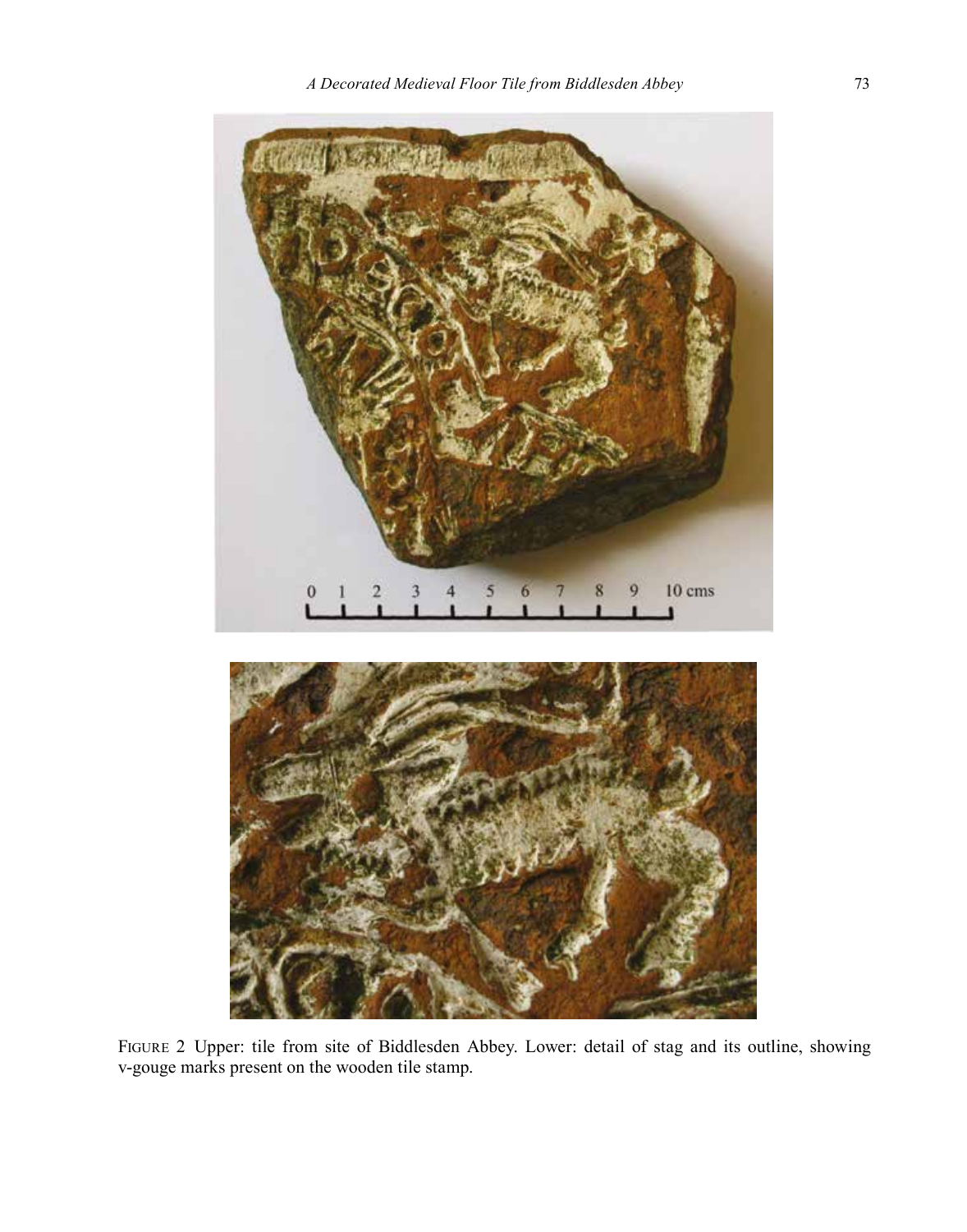FIGURE 2 Upper: tile from site of Biddlesden Abbey. Lower: detail of stag and its outline, showing v-gouge marks present on the wooden tile stamp.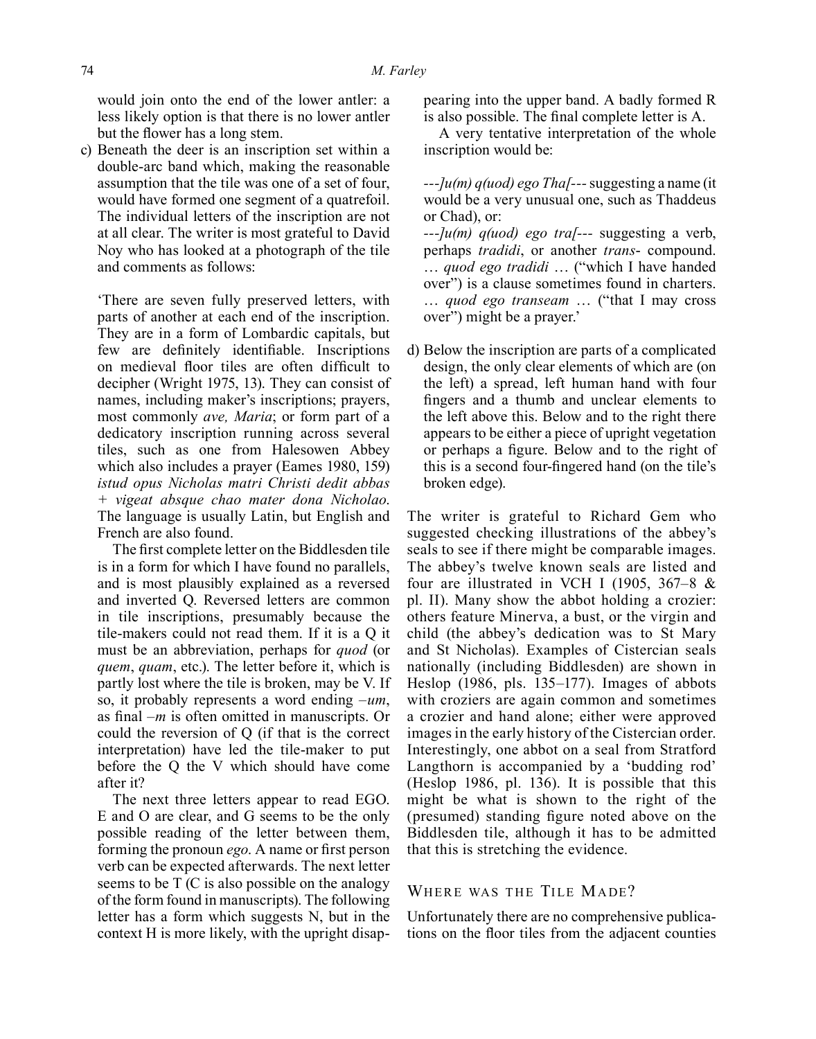would join onto the end of the lower antler: a less likely option is that there is no lower antler but the flower has a long stem.

c) Beneath the deer is an inscription set within a double-arc band which, making the reasonable assumption that the tile was one of a set of four, would have formed one segment of a quatrefoil. The individual letters of the inscription are not at all clear. The writer is most grateful to David Noy who has looked at a photograph of the tile and comments as follows:

   'There are seven fully preserved letters, with parts of another at each end of the inscription. They are in a form of Lombardic capitals, but few are definitely identifiable. Inscriptions on medieval floor tiles are often difficult to decipher (Wright 1975, 13). They can consist of names, including maker's inscriptions; prayers, most commonly *ave, Maria*; or form part of a dedicatory inscription running across several tiles, such as one from Halesowen Abbey which also includes a prayer (Eames 1980, 159) *istud opus Nicholas matri Christi dedit abbas + vigeat absque chao mater dona Nicholao*. The language is usually Latin, but English and French are also found.

   The first complete letter on the Biddlesden tile is in a form for which I have found no parallels, and is most plausibly explained as a reversed and inverted Q. Reversed letters are common in tile inscriptions, presumably because the tile-makers could not read them. If it is a Q it must be an abbreviation, perhaps for *quod* (or *quem*, *quam*, etc.). The letter before it, which is partly lost where the tile is broken, may be V. If so, it probably represents a word ending *–um*, as final *–m* is often omitted in manuscripts. Or could the reversion of Q (if that is the correct interpretation) have led the tile-maker to put before the Q the V which should have come after it?

   The next three letters appear to read EGO. E and O are clear, and G seems to be the only possible reading of the letter between them, forming the pronoun *ego*. A name or first person verb can be expected afterwards. The next letter seems to be T (C is also possible on the analogy of the form found in manuscripts). The following letter has a form which suggests N, but in the context H is more likely, with the upright disappearing into the upper band. A badly formed R is also possible. The final complete letter is A.

   A very tentative interpretation of the whole inscription would be:

   *---]u(m) q(uod) ego Tha[---* suggesting a name (it would be a very unusual one, such as Thaddeus or Chad), or:
   *---]u(m) q(uod) ego tra[---* suggesting a verb, perhaps *tradidi*, or another *trans-* compound. … *quod ego tradidi* … ("which I have handed over") is a clause sometimes found in charters. … *quod ego transeam* … ("that I may cross over") might be a prayer.'

d) Below the inscription are parts of a complicated design, the only clear elements of which are (on the left) a spread, left human hand with four fingers and a thumb and unclear elements to the left above this. Below and to the right there appears to be either a piece of upright vegetation or perhaps a figure. Below and to the right of this is a second four-fingered hand (on the tile's broken edge).

The writer is grateful to Richard Gem who suggested checking illustrations of the abbey's seals to see if there might be comparable images. The abbey's twelve known seals are listed and four are illustrated in VCH I (1905, 367–8 & pl. II). Many show the abbot holding a crozier: others feature Minerva, a bust, or the virgin and child (the abbey's dedication was to St Mary and St Nicholas). Examples of Cistercian seals nationally (including Biddlesden) are shown in Heslop (1986, pls. 135–177). Images of abbots with croziers are again common and sometimes a crozier and hand alone; either were approved images in the early history of the Cistercian order. Interestingly, one abbot on a seal from Stratford Langthorn is accompanied by a 'budding rod' (Heslop 1986, pl. 136). It is possible that this might be what is shown to the right of the (presumed) standing figure noted above on the Biddlesden tile, although it has to be admitted that this is stretching the evidence.

## Where was the Tile Made?

Unfortunately there are no comprehensive publications on the floor tiles from the adjacent counties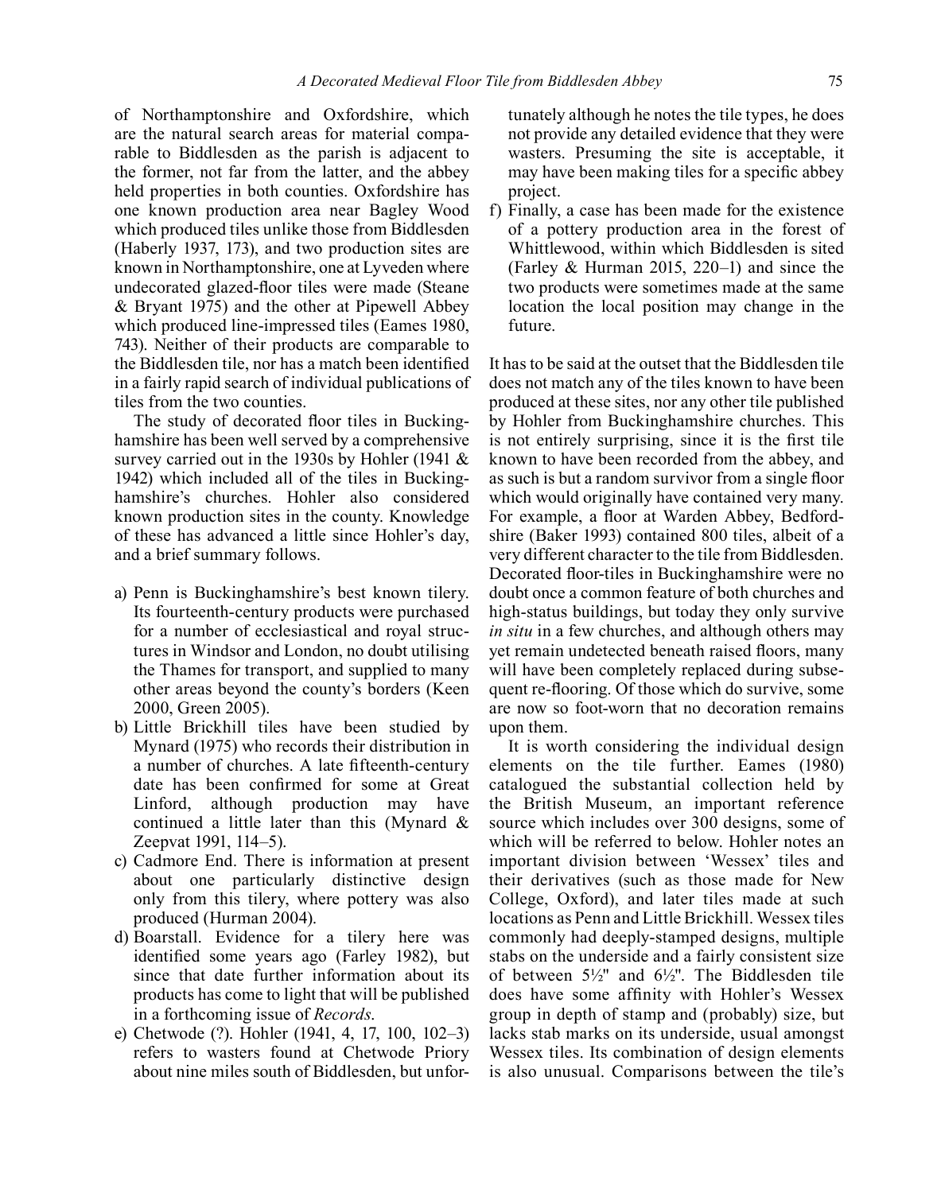of Northamptonshire and Oxfordshire, which are the natural search areas for material comparable to Biddlesden as the parish is adjacent to the former, not far from the latter, and the abbey held properties in both counties. Oxfordshire has one known production area near Bagley Wood which produced tiles unlike those from Biddlesden (Haberly 1937, 173), and two production sites are known in Northamptonshire, one at Lyveden where undecorated glazed-floor tiles were made (Steane & Bryant 1975) and the other at Pipewell Abbey which produced line-impressed tiles (Eames 1980, 743). Neither of their products are comparable to the Biddlesden tile, nor has a match been identified in a fairly rapid search of individual publications of tiles from the two counties.

The study of decorated floor tiles in Buckinghamshire has been well served by a comprehensive survey carried out in the 1930s by Hohler (1941 & 1942) which included all of the tiles in Buckinghamshire's churches. Hohler also considered known production sites in the county. Knowledge of these has advanced a little since Hohler's day, and a brief summary follows.

a) Penn is Buckinghamshire's best known tilery. Its fourteenth-century products were purchased for a number of ecclesiastical and royal structures in Windsor and London, no doubt utilising the Thames for transport, and supplied to many other areas beyond the county's borders (Keen 2000, Green 2005).
b) Little Brickhill tiles have been studied by Mynard (1975) who records their distribution in a number of churches. A late fifteenth-century date has been confirmed for some at Great Linford, although production may have continued a little later than this (Mynard & Zeepvat 1991, 114–5).
c) Cadmore End. There is information at present about one particularly distinctive design only from this tilery, where pottery was also produced (Hurman 2004).
d) Boarstall. Evidence for a tilery here was identified some years ago (Farley 1982), but since that date further information about its products has come to light that will be published in a forthcoming issue of *Records*.
e) Chetwode (?). Hohler (1941, 4, 17, 100, 102–3) refers to wasters found at Chetwode Priory about nine miles south of Biddlesden, but unfortunately although he notes the tile types, he does not provide any detailed evidence that they were wasters. Presuming the site is acceptable, it may have been making tiles for a specific abbey project.
f) Finally, a case has been made for the existence of a pottery production area in the forest of Whittlewood, within which Biddlesden is sited (Farley & Hurman 2015, 220–1) and since the two products were sometimes made at the same location the local position may change in the future.

It has to be said at the outset that the Biddlesden tile does not match any of the tiles known to have been produced at these sites, nor any other tile published by Hohler from Buckinghamshire churches. This is not entirely surprising, since it is the first tile known to have been recorded from the abbey, and as such is but a random survivor from a single floor which would originally have contained very many. For example, a floor at Warden Abbey, Bedfordshire (Baker 1993) contained 800 tiles, albeit of a very different character to the tile from Biddlesden. Decorated floor-tiles in Buckinghamshire were no doubt once a common feature of both churches and high-status buildings, but today they only survive *in situ* in a few churches, and although others may yet remain undetected beneath raised floors, many will have been completely replaced during subsequent re-flooring. Of those which do survive, some are now so foot-worn that no decoration remains upon them.

It is worth considering the individual design elements on the tile further. Eames (1980) catalogued the substantial collection held by the British Museum, an important reference source which includes over 300 designs, some of which will be referred to below. Hohler notes an important division between 'Wessex' tiles and their derivatives (such as those made for New College, Oxford), and later tiles made at such locations as Penn and Little Brickhill. Wessex tiles commonly had deeply-stamped designs, multiple stabs on the underside and a fairly consistent size of between 5½" and 6½". The Biddlesden tile does have some affinity with Hohler's Wessex group in depth of stamp and (probably) size, but lacks stab marks on its underside, usual amongst Wessex tiles. Its combination of design elements is also unusual. Comparisons between the tile's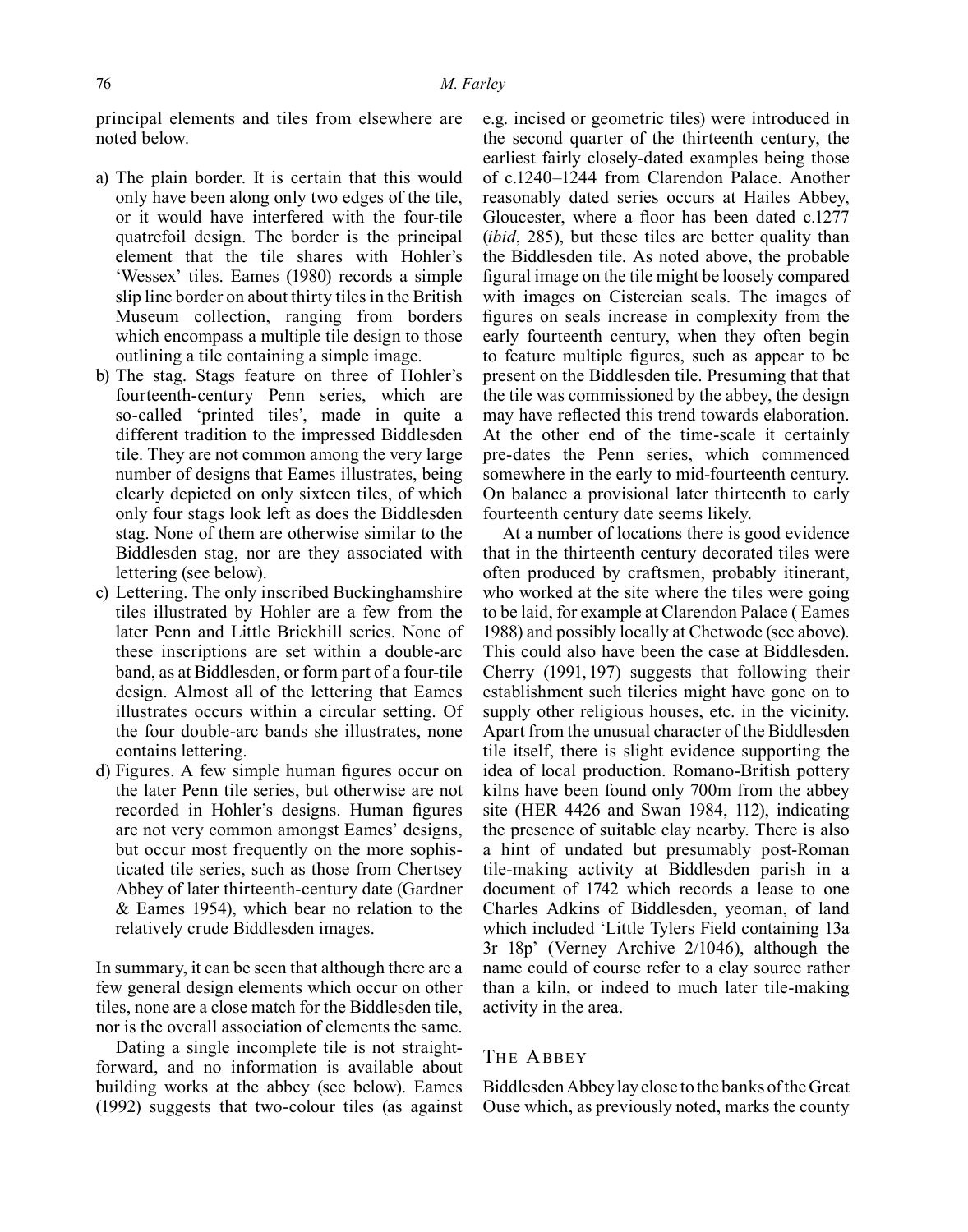principal elements and tiles from elsewhere are noted below.

a) The plain border. It is certain that this would only have been along only two edges of the tile, or it would have interfered with the four-tile quatrefoil design. The border is the principal element that the tile shares with Hohler's 'Wessex' tiles. Eames (1980) records a simple slip line border on about thirty tiles in the British Museum collection, ranging from borders which encompass a multiple tile design to those outlining a tile containing a simple image.
b) The stag. Stags feature on three of Hohler's fourteenth-century Penn series, which are so-called 'printed tiles', made in quite a different tradition to the impressed Biddlesden tile. They are not common among the very large number of designs that Eames illustrates, being clearly depicted on only sixteen tiles, of which only four stags look left as does the Biddlesden stag. None of them are otherwise similar to the Biddlesden stag, nor are they associated with lettering (see below).
c) Lettering. The only inscribed Buckinghamshire tiles illustrated by Hohler are a few from the later Penn and Little Brickhill series. None of these inscriptions are set within a double-arc band, as at Biddlesden, or form part of a four-tile design. Almost all of the lettering that Eames illustrates occurs within a circular setting. Of the four double-arc bands she illustrates, none contains lettering.
d) Figures. A few simple human figures occur on the later Penn tile series, but otherwise are not recorded in Hohler's designs. Human figures are not very common amongst Eames' designs, but occur most frequently on the more sophisticated tile series, such as those from Chertsey Abbey of later thirteenth-century date (Gardner & Eames 1954), which bear no relation to the relatively crude Biddlesden images.

In summary, it can be seen that although there are a few general design elements which occur on other tiles, none are a close match for the Biddlesden tile, nor is the overall association of elements the same.

Dating a single incomplete tile is not straightforward, and no information is available about building works at the abbey (see below). Eames (1992) suggests that two-colour tiles (as against e.g. incised or geometric tiles) were introduced in the second quarter of the thirteenth century, the earliest fairly closely-dated examples being those of c.1240–1244 from Clarendon Palace. Another reasonably dated series occurs at Hailes Abbey, Gloucester, where a floor has been dated c.1277 (*ibid*, 285), but these tiles are better quality than the Biddlesden tile. As noted above, the probable figural image on the tile might be loosely compared with images on Cistercian seals. The images of figures on seals increase in complexity from the early fourteenth century, when they often begin to feature multiple figures, such as appear to be present on the Biddlesden tile. Presuming that that the tile was commissioned by the abbey, the design may have reflected this trend towards elaboration. At the other end of the time-scale it certainly pre-dates the Penn series, which commenced somewhere in the early to mid-fourteenth century. On balance a provisional later thirteenth to early fourteenth century date seems likely.

At a number of locations there is good evidence that in the thirteenth century decorated tiles were often produced by craftsmen, probably itinerant, who worked at the site where the tiles were going to be laid, for example at Clarendon Palace ( Eames 1988) and possibly locally at Chetwode (see above). This could also have been the case at Biddlesden. Cherry (1991, 197) suggests that following their establishment such tileries might have gone on to supply other religious houses, etc. in the vicinity. Apart from the unusual character of the Biddlesden tile itself, there is slight evidence supporting the idea of local production. Romano-British pottery kilns have been found only 700m from the abbey site (HER 4426 and Swan 1984, 112), indicating the presence of suitable clay nearby. There is also a hint of undated but presumably post-Roman tile-making activity at Biddlesden parish in a document of 1742 which records a lease to one Charles Adkins of Biddlesden, yeoman, of land which included 'Little Tylers Field containing 13a 3r 18p' (Verney Archive 2/1046), although the name could of course refer to a clay source rather than a kiln, or indeed to much later tile-making activity in the area.

## The Abbey

Biddlesden Abbey lay close to the banks of the Great Ouse which, as previously noted, marks the county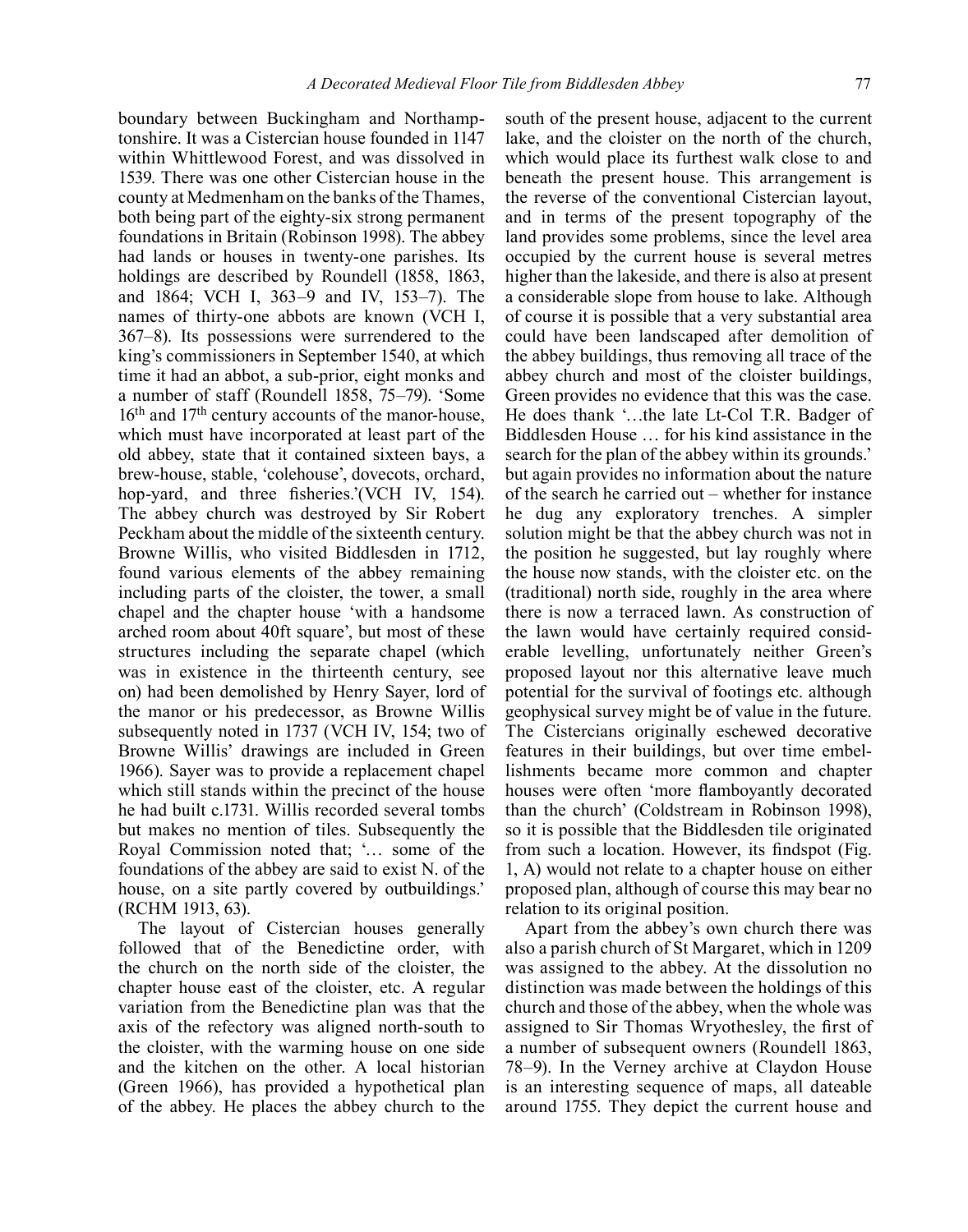boundary between Buckingham and Northamptonshire. It was a Cistercian house founded in 1147 within Whittlewood Forest, and was dissolved in 1539. There was one other Cistercian house in the county at Medmenham on the banks of the Thames, both being part of the eighty-six strong permanent foundations in Britain (Robinson 1998). The abbey had lands or houses in twenty-one parishes. Its holdings are described by Roundell (1858, 1863, and 1864; VCH I, 363–9 and IV, 153–7). The names of thirty-one abbots are known (VCH I, 367–8). Its possessions were surrendered to the king's commissioners in September 1540, at which time it had an abbot, a sub-prior, eight monks and a number of staff (Roundell 1858, 75–79). 'Some 16th and 17th century accounts of the manor-house, which must have incorporated at least part of the old abbey, state that it contained sixteen bays, a brew-house, stable, 'colehouse', dovecots, orchard, hop-yard, and three fisheries.'(VCH IV, 154). The abbey church was destroyed by Sir Robert Peckham about the middle of the sixteenth century. Browne Willis, who visited Biddlesden in 1712, found various elements of the abbey remaining including parts of the cloister, the tower, a small chapel and the chapter house 'with a handsome arched room about 40ft square', but most of these structures including the separate chapel (which was in existence in the thirteenth century, see on) had been demolished by Henry Sayer, lord of the manor or his predecessor, as Browne Willis subsequently noted in 1737 (VCH IV, 154; two of Browne Willis' drawings are included in Green 1966). Sayer was to provide a replacement chapel which still stands within the precinct of the house he had built c.1731. Willis recorded several tombs but makes no mention of tiles. Subsequently the Royal Commission noted that; '… some of the foundations of the abbey are said to exist N. of the house, on a site partly covered by outbuildings.' (RCHM 1913, 63).

The layout of Cistercian houses generally followed that of the Benedictine order, with the church on the north side of the cloister, the chapter house east of the cloister, etc. A regular variation from the Benedictine plan was that the axis of the refectory was aligned north-south to the cloister, with the warming house on one side and the kitchen on the other. A local historian (Green 1966), has provided a hypothetical plan of the abbey. He places the abbey church to the south of the present house, adjacent to the current lake, and the cloister on the north of the church, which would place its furthest walk close to and beneath the present house. This arrangement is the reverse of the conventional Cistercian layout, and in terms of the present topography of the land provides some problems, since the level area occupied by the current house is several metres higher than the lakeside, and there is also at present a considerable slope from house to lake. Although of course it is possible that a very substantial area could have been landscaped after demolition of the abbey buildings, thus removing all trace of the abbey church and most of the cloister buildings, Green provides no evidence that this was the case. He does thank '…the late Lt-Col T.R. Badger of Biddlesden House … for his kind assistance in the search for the plan of the abbey within its grounds.' but again provides no information about the nature of the search he carried out – whether for instance he dug any exploratory trenches. A simpler solution might be that the abbey church was not in the position he suggested, but lay roughly where the house now stands, with the cloister etc. on the (traditional) north side, roughly in the area where there is now a terraced lawn. As construction of the lawn would have certainly required considerable levelling, unfortunately neither Green's proposed layout nor this alternative leave much potential for the survival of footings etc. although geophysical survey might be of value in the future. The Cistercians originally eschewed decorative features in their buildings, but over time embellishments became more common and chapter houses were often 'more flamboyantly decorated than the church' (Coldstream in Robinson 1998), so it is possible that the Biddlesden tile originated from such a location. However, its findspot (Fig. 1, A) would not relate to a chapter house on either proposed plan, although of course this may bear no relation to its original position.

Apart from the abbey's own church there was also a parish church of St Margaret, which in 1209 was assigned to the abbey. At the dissolution no distinction was made between the holdings of this church and those of the abbey, when the whole was assigned to Sir Thomas Wryothesley, the first of a number of subsequent owners (Roundell 1863, 78–9). In the Verney archive at Claydon House is an interesting sequence of maps, all dateable around 1755. They depict the current house and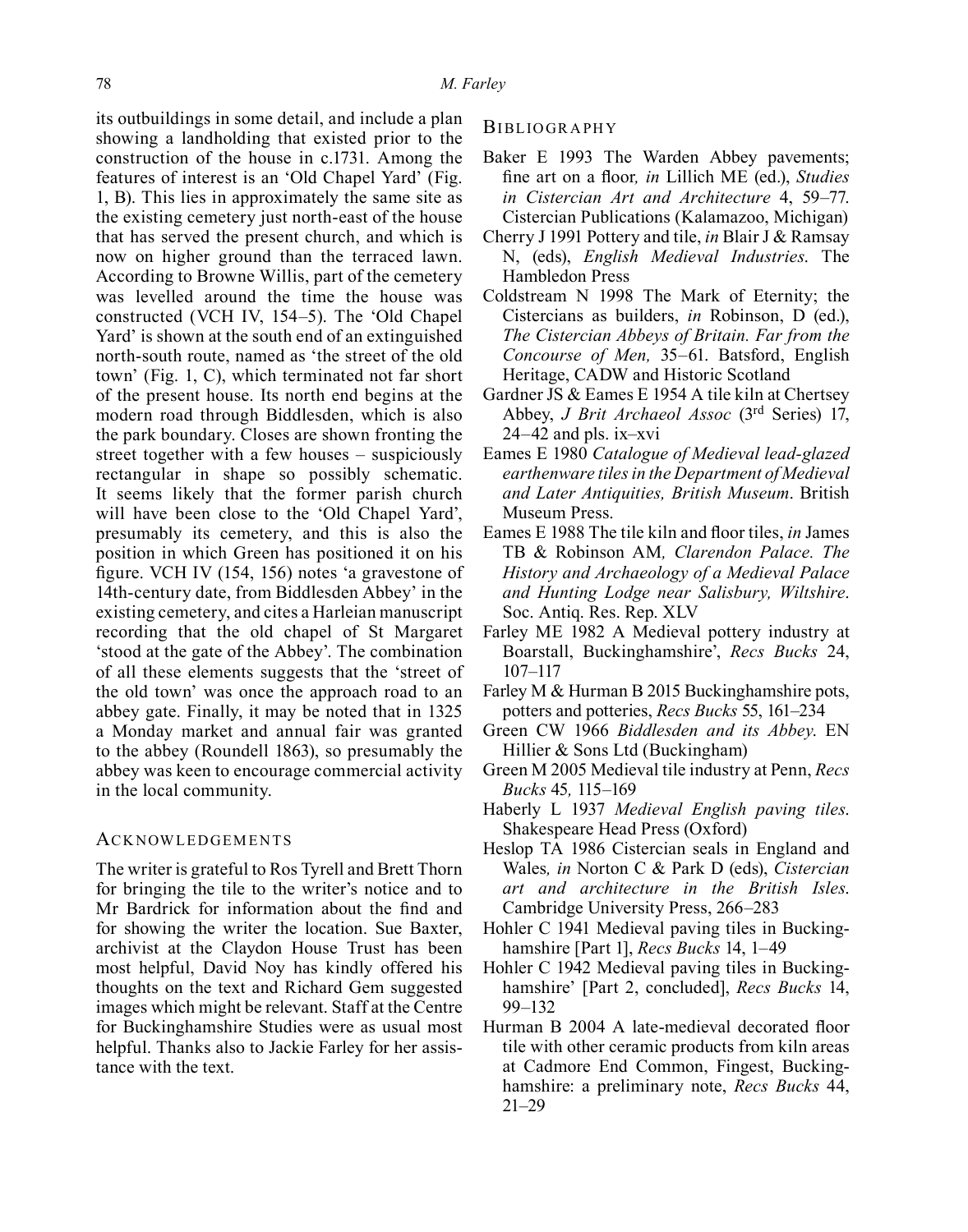its outbuildings in some detail, and include a plan showing a landholding that existed prior to the construction of the house in c.1731. Among the features of interest is an 'Old Chapel Yard' (Fig. 1, B). This lies in approximately the same site as the existing cemetery just north-east of the house that has served the present church, and which is now on higher ground than the terraced lawn. According to Browne Willis, part of the cemetery was levelled around the time the house was constructed (VCH IV, 154–5). The 'Old Chapel Yard' is shown at the south end of an extinguished north-south route, named as 'the street of the old town' (Fig. 1, C), which terminated not far short of the present house. Its north end begins at the modern road through Biddlesden, which is also the park boundary. Closes are shown fronting the street together with a few houses – suspiciously rectangular in shape so possibly schematic. It seems likely that the former parish church will have been close to the 'Old Chapel Yard', presumably its cemetery, and this is also the position in which Green has positioned it on his figure. VCH IV (154, 156) notes 'a gravestone of 14th-century date, from Biddlesden Abbey' in the existing cemetery, and cites a Harleian manuscript recording that the old chapel of St Margaret 'stood at the gate of the Abbey'. The combination of all these elements suggests that the 'street of the old town' was once the approach road to an abbey gate. Finally, it may be noted that in 1325 a Monday market and annual fair was granted to the abbey (Roundell 1863), so presumably the abbey was keen to encourage commercial activity in the local community.

## Acknowledgements

The writer is grateful to Ros Tyrell and Brett Thorn for bringing the tile to the writer's notice and to Mr Bardrick for information about the find and for showing the writer the location. Sue Baxter, archivist at the Claydon House Trust has been most helpful, David Noy has kindly offered his thoughts on the text and Richard Gem suggested images which might be relevant. Staff at the Centre for Buckinghamshire Studies were as usual most helpful. Thanks also to Jackie Farley for her assistance with the text.

## Bibliography

Baker E 1993 The Warden Abbey pavements; fine art on a floor, *in* Lillich ME (ed.), *Studies in Cistercian Art and Architecture* 4, 59–77. Cistercian Publications (Kalamazoo, Michigan)

Cherry J 1991 Pottery and tile, *in* Blair J & Ramsay N, (eds), *English Medieval Industries*. The Hambledon Press

Coldstream N 1998 The Mark of Eternity; the Cistercians as builders, *in* Robinson, D (ed.), *The Cistercian Abbeys of Britain. Far from the Concourse of Men,* 35–61. Batsford, English Heritage, CADW and Historic Scotland

Gardner JS & Eames E 1954 A tile kiln at Chertsey Abbey, *J Brit Archaeol Assoc* (3rd Series) 17, 24–42 and pls. ix–xvi

Eames E 1980 *Catalogue of Medieval lead-glazed earthenware tiles in the Department of Medieval and Later Antiquities, British Museum*. British Museum Press.

Eames E 1988 The tile kiln and floor tiles, *in* James TB & Robinson AM*, Clarendon Palace. The History and Archaeology of a Medieval Palace and Hunting Lodge near Salisbury, Wiltshire*. Soc. Antiq. Res. Rep. XLV

Farley ME 1982 A Medieval pottery industry at Boarstall, Buckinghamshire', *Recs Bucks* 24, 107–117

Farley M & Hurman B 2015 Buckinghamshire pots, potters and potteries, *Recs Bucks* 55, 161–234

Green CW 1966 *Biddlesden and its Abbey*. EN Hillier & Sons Ltd (Buckingham)

Green M 2005 Medieval tile industry at Penn, *Recs Bucks* 45*,* 115–169

Haberly L 1937 *Medieval English paving tiles*. Shakespeare Head Press (Oxford)

Heslop TA 1986 Cistercian seals in England and Wales*, in* Norton C & Park D (eds), *Cistercian art and architecture in the British Isles*. Cambridge University Press, 266–283

Hohler C 1941 Medieval paving tiles in Buckinghamshire [Part 1], *Recs Bucks* 14, 1–49

Hohler C 1942 Medieval paving tiles in Buckinghamshire' [Part 2, concluded], *Recs Bucks* 14, 99–132

Hurman B 2004 A late-medieval decorated floor tile with other ceramic products from kiln areas at Cadmore End Common, Fingest, Buckinghamshire: a preliminary note, *Recs Bucks* 44, 21–29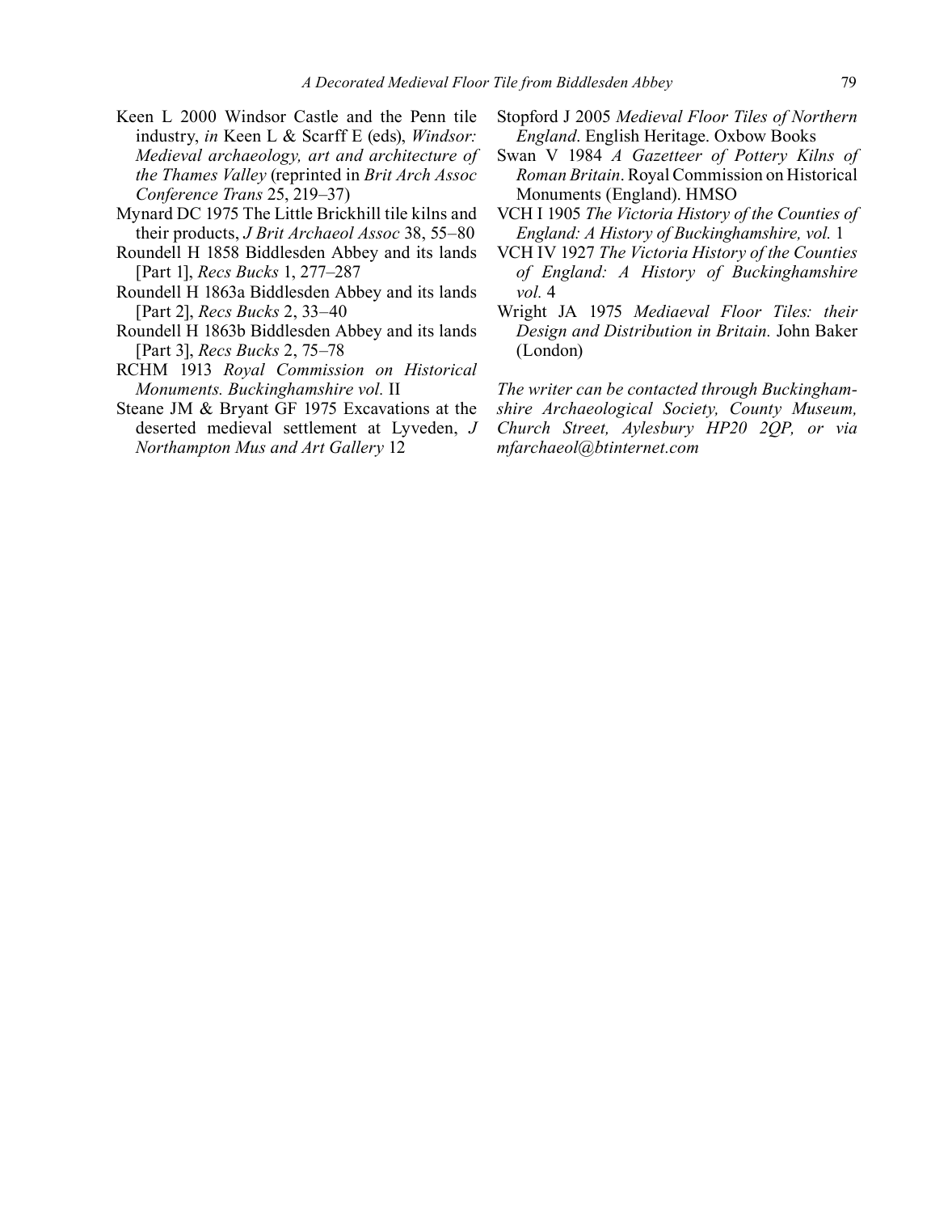Keen L 2000 Windsor Castle and the Penn tile industry, *in* Keen L & Scarff E (eds), *Windsor: Medieval archaeology, art and architecture of the Thames Valley* (reprinted in *Brit Arch Assoc Conference Trans* 25, 219–37)

Mynard DC 1975 The Little Brickhill tile kilns and their products, *J Brit Archaeol Assoc* 38, 55–80

Roundell H 1858 Biddlesden Abbey and its lands [Part 1], *Recs Bucks* 1, 277–287

Roundell H 1863a Biddlesden Abbey and its lands [Part 2], *Recs Bucks* 2, 33–40

Roundell H 1863b Biddlesden Abbey and its lands [Part 3], *Recs Bucks* 2, 75–78

RCHM 1913 *Royal Commission on Historical Monuments. Buckinghamshire vol.* II

Steane JM & Bryant GF 1975 Excavations at the deserted medieval settlement at Lyveden, *J Northampton Mus and Art Gallery* 12

Stopford J 2005 *Medieval Floor Tiles of Northern England*. English Heritage. Oxbow Books

Swan V 1984 *A Gazetteer of Pottery Kilns of Roman Britain*. Royal Commission on Historical Monuments (England). HMSO

VCH I 1905 *The Victoria History of the Counties of England: A History of Buckinghamshire, vol.* 1

VCH IV 1927 *The Victoria History of the Counties of England: A History of Buckinghamshire vol.* 4

Wright JA 1975 *Mediaeval Floor Tiles: their Design and Distribution in Britain.* John Baker (London)

*The writer can be contacted through Buckinghamshire Archaeological Society, County Museum, Church Street, Aylesbury HP20 2QP, or via mfarchaeol@btinternet.com*